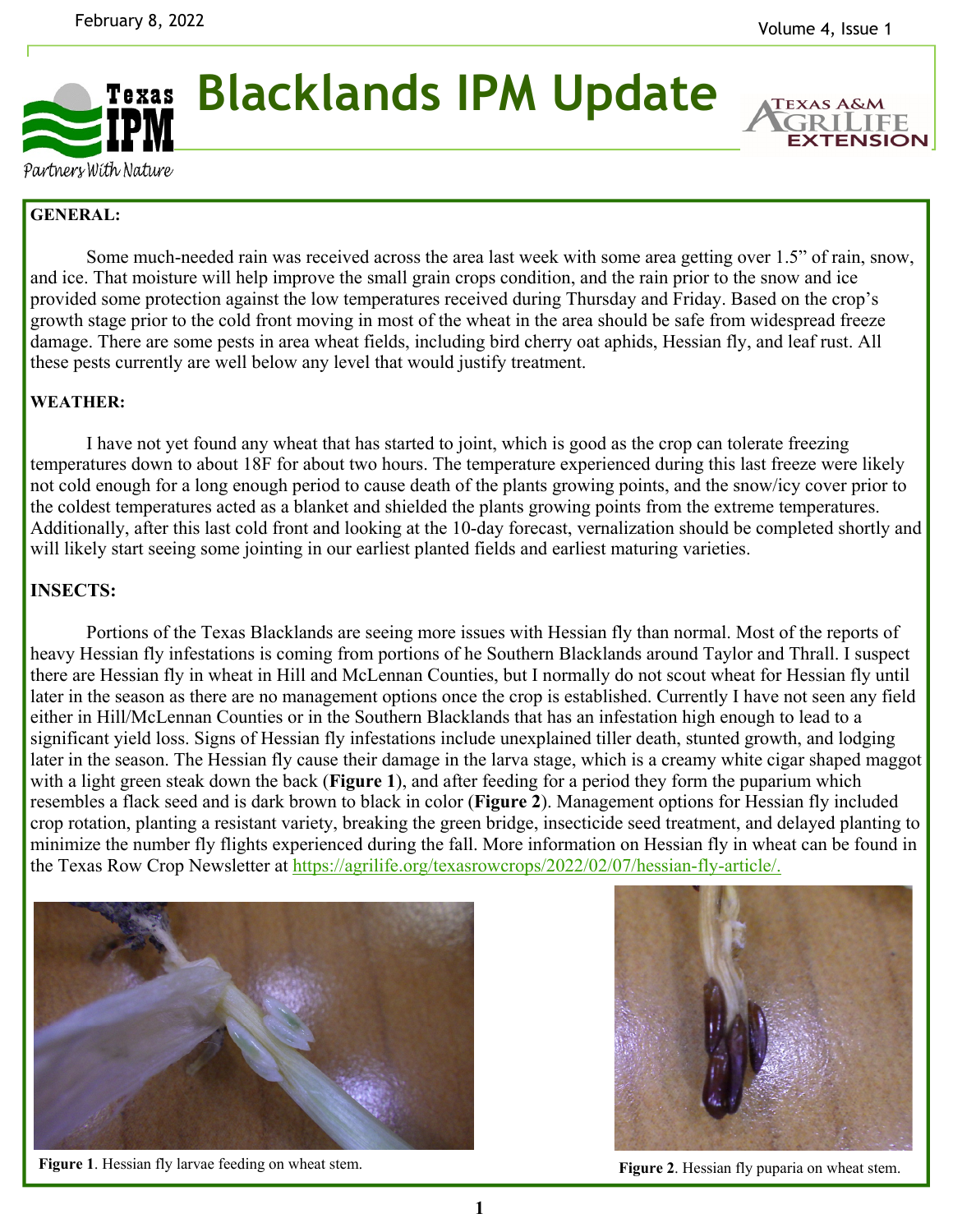# Blacklands IPM Update

February 8, 2022

**GENERAL:**

Some much-needed rain was received across the area last week with some area getting over 1.5" of rain, snow, and ice. That moisture will help improve the small grain crops condition, and the rain prior to the snow and ice provided some protection against the low temperatures received during Thursday and Friday. Based on the crop's growth stage prior to the cold front moving in most of the wheat in the area should be safe from widespread freeze damage. There are some pests in area wheat fields, including bird cherry oat aphids, Hessian fly, and leaf rust. All these pests currently are well below any level that would justify treatment.

**WEATHER:**

I have not yet found any wheat that has started to joint, which is good as the crop can tolerate freezing temperatures down to about 18F for about two hours. The temperature experienced during this last freeze were likely not cold enough for a long enough period to cause death of the plants growing points, and the snow/icy cover prior to the coldest temperatures acted as a blanket and shielded the plants growing points from the extreme temperatures. Additionally, after this last cold front and looking at the 10-day forecast, vernalization should be completed shortly and will likely start seeing some jointing in our earliest planted fields and earliest maturing varieties.

**INSECTS:**

Portions of the Texas Blacklands are seeing more issues with Hessian fly than normal. Most of the reports of heavy Hessian fly infestations is coming from portions of he Southern Blacklands around Taylor and Thrall. I suspect there are Hessian fly in wheat in Hill and McLennan Counties, but I normally do not scout wheat for Hessian fly until later in the season as there are no management options once the crop is established. Currently I have not seen any field either in Hill/McLennan Counties or in the Southern Blacklands that has an infestation high enough to lead to a significant yield loss. Signs of Hessian fly infestations include unexplained tiller death, stunted growth, and lodging later in the season. The Hessian fly cause their damage in the larva stage, which is a creamy white cigar shaped maggot with a light green steak down the back (**Figure 1**), and after feeding for a period they form the puparium which resembles a flack seed and is dark brown to black in color (**Figure 2**). Management options for Hessian fly included crop rotation, planting a resistant variety, breaking the green bridge, insecticide seed treatment, and delayed planting to minimize the number fly flights experienced during the fall. More information on Hessian fly in wheat can be found in the Texas Row Crop Newsletter at https://agrilife.org/texasrowcrops/2022/02/07/hessian-fly-article/.

**Figure 1**. Hessian fly larvae feeding on wheat stem.

**Figure 2**. Hessian fly puparia on wheat stem.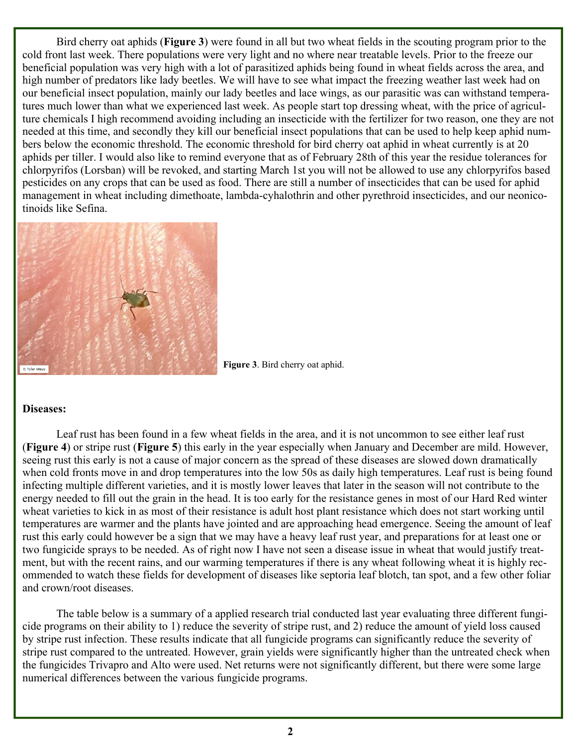Bird cherry oat aphids (**Figure 3**) were found in all but two wheat fields in the scouting program prior to the cold front last week. There populations were very light and no where near treatable levels. Prior to the freeze our beneficial population was very high with a lot of parasitized aphids being found in wheat fields across the area, and high number of predators like lady beetles. We will have to see what impact the freezing weather last week had on our beneficial insect population, mainly our lady beetles and lace wings, as our parasitic was can withstand temperatures much lower than what we experienced last week. As people start top dressing wheat, with the price of agriculture chemicals I high recommend avoiding including an insecticide with the fertilizer for two reason, one they are not needed at this time, and secondly they kill our beneficial insect populations that can be used to help keep aphid numbers below the economic threshold. The economic threshold for bird cherry oat aphid in wheat currently is at 20 aphids per tiller. I would also like to remind everyone that as of February 28th of this year the residue tolerances for chlorpyrifos (Lorsban) will be revoked, and starting March 1st you will not be allowed to use any chlorpyrifos based pesticides on any crops that can be used as food. There are still a number of insecticides that can be used for aphid management in wheat including dimethoate, lambda-cyhalothrin and other pyrethroid insecticides, and our neonicotinoids like Sefina.

**Figure 3**. Bird cherry oat aphid.

**Diseases:**

Leaf rust has been found in a few wheat fields in the area, and it is not uncommon to see either leaf rust (**Figure 4**) or stripe rust (**Figure 5**) this early in the year especially when January and December are mild. However, seeing rust this early is not a cause of major concern as the spread of these diseases are slowed down dramatically when cold fronts move in and drop temperatures into the low 50s as daily high temperatures. Leaf rust is being found infecting multiple different varieties, and it is mostly lower leaves that later in the season will not contribute to the energy needed to fill out the grain in the head. It is too early for the resistance genes in most of our Hard Red winter wheat varieties to kick in as most of their resistance is adult host plant resistance which does not start working until temperatures are warmer and the plants have jointed and are approaching head emergence. Seeing the amount of leaf rust this early could however be a sign that we may have a heavy leaf rust year, and preparations for at least one or two fungicide sprays to be needed. As of right now I have not seen a disease issue in wheat that would justify treatment, but with the recent rains, and our warming temperatures if there is any wheat following wheat it is highly recommended to watch these fields for development of diseases like septoria leaf blotch, tan spot, and a few other foliar and crown/root diseases.

The table below is a summary of a applied research trial conducted last year evaluating three different fungicide programs on their ability to 1) reduce the severity of stripe rust, and 2) reduce the amount of yield loss caused by stripe rust infection. These results indicate that all fungicide programs can significantly reduce the severity of stripe rust compared to the untreated. However, grain yields were significantly higher than the untreated check when the fungicides Trivapro and Alto were used. Net returns were not significantly different, but there were some large numerical differences between the various fungicide programs.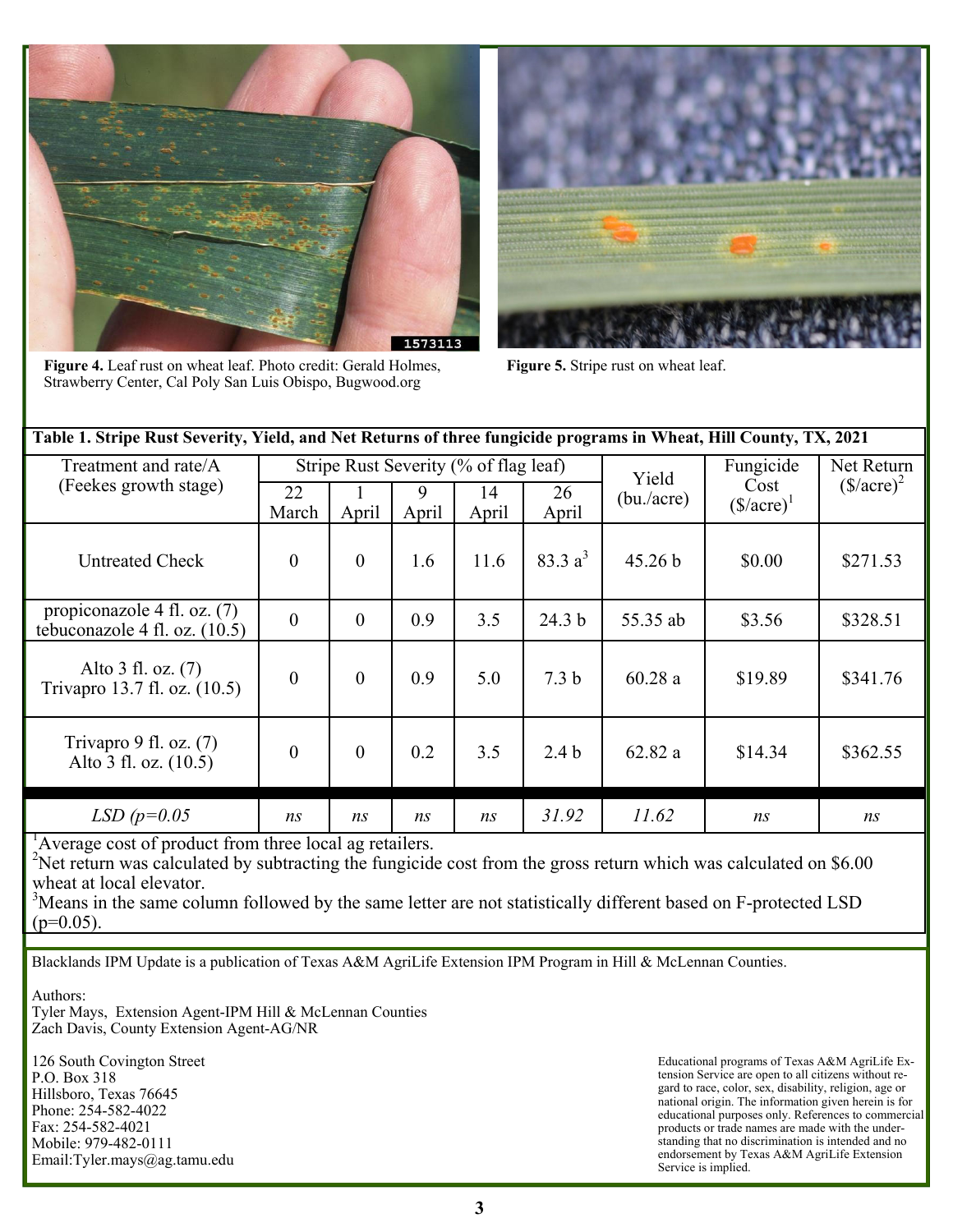Figure 4. Leaf rust on wheat leaf. Photo credit: Gerald Holmes, Strawberry Center, Cal Poly San Luis Obispo, Bugwood.org

Figure 5. Stripe rust on wheat leaf.

**Table 1. Stripe Rust Severity, Yield, and Net Returns of three fungicide programs in Wheat, Hill County, TX, 2021**

| Treatment and rate/A (Feekes growth stage) | Stripe Rust Severity (% of flag leaf) | | | | | Yield (bu./acre) | Fungicide Cost ($/acre)[1] | Net Return ($/acre)[2] |
|---|---|---|---|---|---|---|---|---|
| | 22 March | 1 April | 9 April | 14 April | 26 April | | | |
| Untreated Check | 0 | 0 | 1.6 | 11.6 | 83.3 a[3] | 45.26 b | $0.00 | $271.53 |
| propiconazole 4 fl. oz. (7) tebuconazole 4 fl. oz. (10.5) | 0 | 0 | 0.9 | 3.5 | 24.3 b | 55.35 ab | $3.56 | $328.51 |
| Alto 3 fl. oz. (7) Trivapro 13.7 fl. oz. (10.5) | 0 | 0 | 0.9 | 5.0 | 7.3 b | 60.28 a | $19.89 | $341.76 |
| Trivapro 9 fl. oz. (7) Alto 3 fl. oz. (10.5) | 0 | 0 | 0.2 | 3.5 | 2.4 b | 62.82 a | $14.34 | $362.55 |
| *LSD (p=0.05)* | *ns* | *ns* | *ns* | *ns* | *31.92* | *11.62* | *ns* | *ns* |

[1]Average cost of product from three local ag retailers.
[2]Net return was calculated by subtracting the fungicide cost from the gross return which was calculated on $6.00 wheat at local elevator.
[3]Means in the same column followed by the same letter are not statistically different based on F-protected LSD (p=0.05).

Blacklands IPM Update is a publication of Texas A&M AgriLife Extension IPM Program in Hill & McLennan Counties.

Authors:
Tyler Mays, Extension Agent-IPM Hill & McLennan Counties
Zach Davis, County Extension Agent-AG/NR

126 South Covington Street
P.O. Box 318
Hillsboro, Texas 76645
Phone: 254-582-4022
Fax: 254-582-4021
Mobile: 979-482-0111
Email:Tyler.mays@ag.tamu.edu

Educational programs of Texas A&M AgriLife Extension Service are open to all citizens without regard to race, color, sex, disability, religion, age or national origin. The information given herein is for educational purposes only. References to commercial products or trade names are made with the understanding that no discrimination is intended and no endorsement by Texas A&M AgriLife Extension Service is implied.